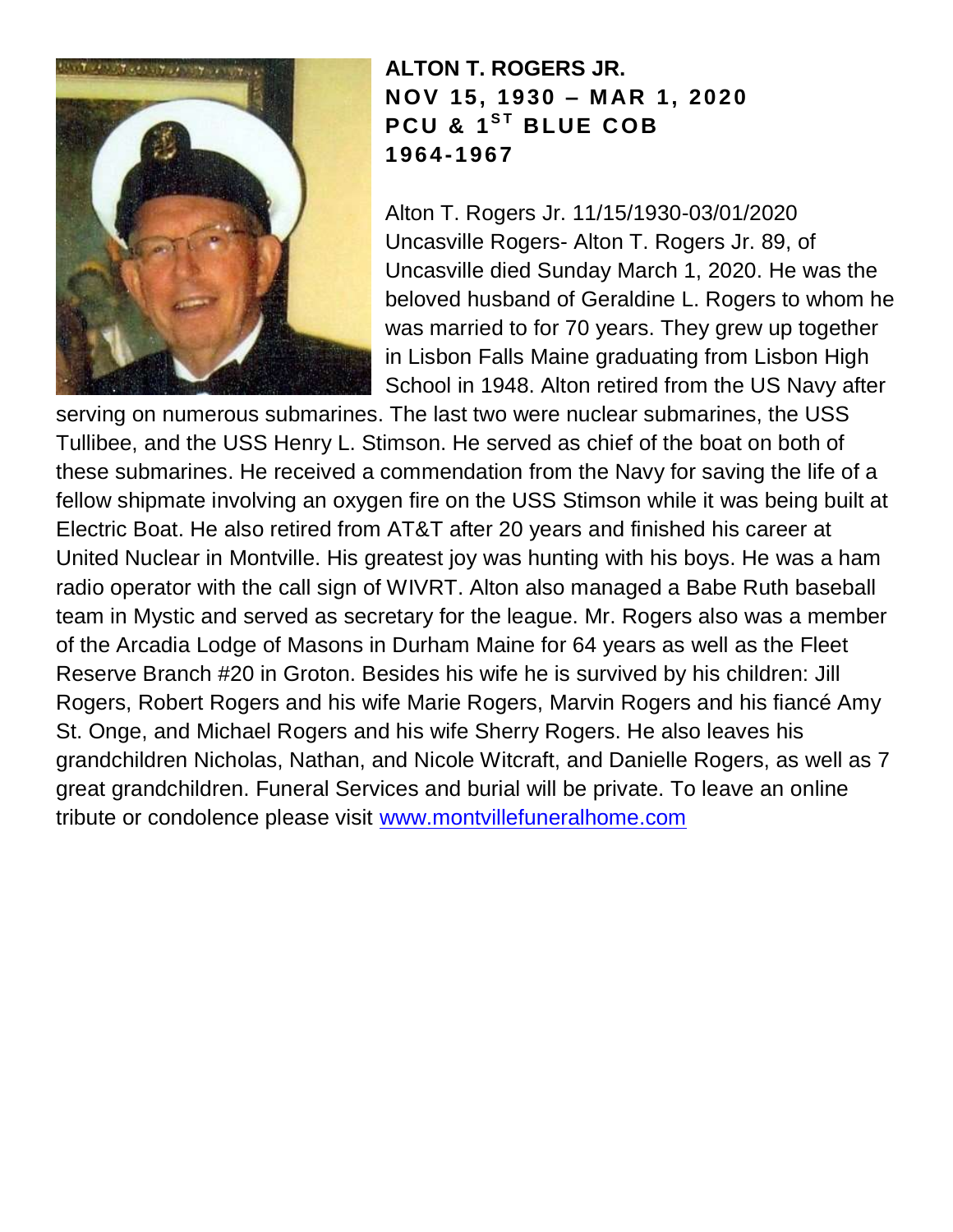**ALTON T. ROGERS JR.**
**NOV 15, 1930 – MAR 1, 2020**
**PCU & 1ST BLUE COB**
**1964-1967**

Alton T. Rogers Jr. 11/15/1930-03/01/2020 Uncasville Rogers- Alton T. Rogers Jr. 89, of Uncasville died Sunday March 1, 2020. He was the beloved husband of Geraldine L. Rogers to whom he was married to for 70 years. They grew up together in Lisbon Falls Maine graduating from Lisbon High School in 1948. Alton retired from the US Navy after serving on numerous submarines. The last two were nuclear submarines, the USS Tullibee, and the USS Henry L. Stimson. He served as chief of the boat on both of these submarines. He received a commendation from the Navy for saving the life of a fellow shipmate involving an oxygen fire on the USS Stimson while it was being built at Electric Boat. He also retired from AT&T after 20 years and finished his career at United Nuclear in Montville. His greatest joy was hunting with his boys. He was a ham radio operator with the call sign of WIVRT. Alton also managed a Babe Ruth baseball team in Mystic and served as secretary for the league. Mr. Rogers also was a member of the Arcadia Lodge of Masons in Durham Maine for 64 years as well as the Fleet Reserve Branch #20 in Groton. Besides his wife he is survived by his children: Jill Rogers, Robert Rogers and his wife Marie Rogers, Marvin Rogers and his fiancé Amy St. Onge, and Michael Rogers and his wife Sherry Rogers. He also leaves his grandchildren Nicholas, Nathan, and Nicole Witcraft, and Danielle Rogers, as well as 7 great grandchildren. Funeral Services and burial will be private. To leave an online tribute or condolence please visit [www.montvillefuneralhome.com](http://www.montvillefuneralhome.com)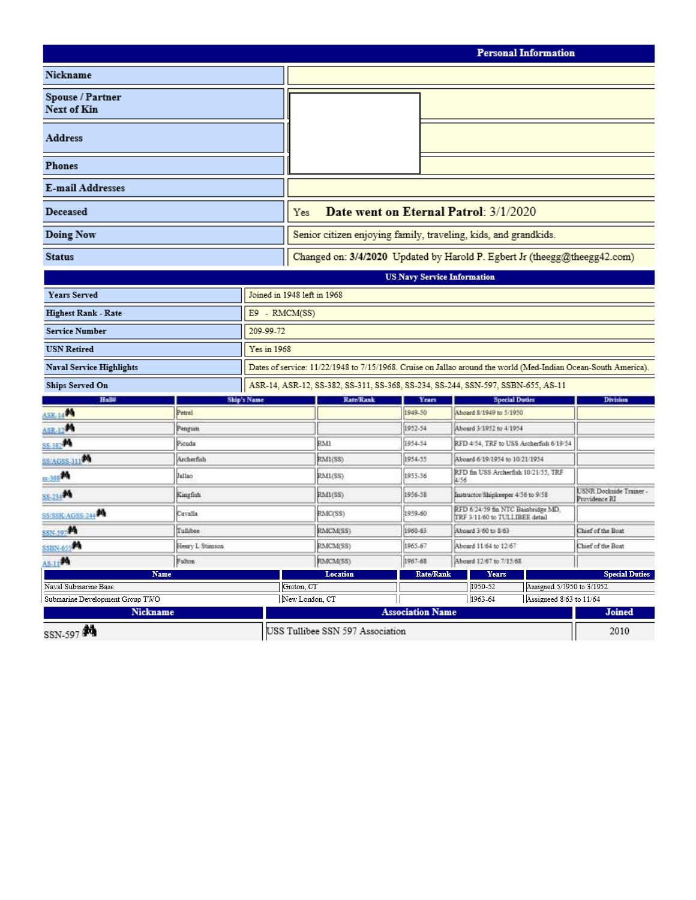| Personal Information | |
|---|---|
| Nickname | |
| Spouse / Partner Next of Kin | |
| Address | |
| Phones | |
| E-mail Addresses | |
| Deceased | Yes **Date went on Eternal Patrol**: 3/1/2020 |
| Doing Now | Senior citizen enjoying family, traveling, kids, and grandkids. |
| Status | Changed on: **3/4/2020** Updated by Harold P. Egbert Jr (theegg@theegg42.com) |

| US Navy Service Information | |
|---|---|
| Years Served | Joined in 1948 left in 1968 |
| Highest Rank - Rate | E9 - RMCM(SS) |
| Service Number | 209-99-72 |
| USN Retired | Yes in 1968 |
| Naval Service Highlights | Dates of service: 11/22/1948 to 7/15/1968. Cruise on Jallao around the world (Med-Indian Ocean-South America). |
| Ships Served On | ASR-14, ASR-12, SS-382, SS-311, SS-368, SS-234, SS-244, SSN-597, SSBN-655, AS-11 |

| Hull# | Ship's Name | Rate/Rank | Years | Special Duties | Division |
|---|---|---|---|---|---|
| ASR-14 | Petrel | | 1949-50 | Aboard 8/1949 to 5/1950 | |
| ASR-12 | Penguin | | 1952-54 | Aboard 3/1952 to 4/1954 | |
| SS-382 | Picuda | RM1 | 1954-54 | RFD 4/54, TRF to USS Archerfish 6/19/54 | |
| SS/AGSS-311 | Archerfish | RM1(SS) | 1954-55 | Aboard 6/19/1954 to 10/21/1954 | |
| ss-368 | Jallao | RM1(SS) | 1955-56 | RFD fm USS Archerfish 10/21/55, TRF 4/56 | |
| SS-234 | Kingfish | RM1(SS) | 1956-58 | Instructor/Shipkeeper 4/56 to 9/58 | USNR Dockside Trainer - Providence RI |
| SS/SSK/AGSS-244 | Cavalla | RMC(SS) | 1959-60 | RFD 6/24/59 fm NTC Bainbridge MD, TRF 3/11/60 to TULLIBEE detail | |
| SSN-597 | Tullibee | RMCM(SS) | 1960-63 | Aboard 3/60 to 8/63 | Chief of the Boat |
| SSBN-655 | Henry L Stimson | RMCM(SS) | 1965-67 | Aboard 11/64 to 12/67 | Chief of the Boat |
| AS-11 | Fulton | RMCM(SS) | 1967-68 | Aboard 12/67 to 7/15/68 | |

| Name | Location | Rate/Rank | Years | Special Duties |
|---|---|---|---|---|
| Naval Submarine Base | Groton, CT | | 1950-52 | Assigned 5/1950 to 3/1952 |
| Submarine Development Group TWO | New London, CT | | 1963-64 | Assigneed 8/63 to 11/64 |

| Nickname | Association Name | Joined |
|---|---|---|
| SSN-597 | USS Tullibee SSN 597 Association | 2010 |